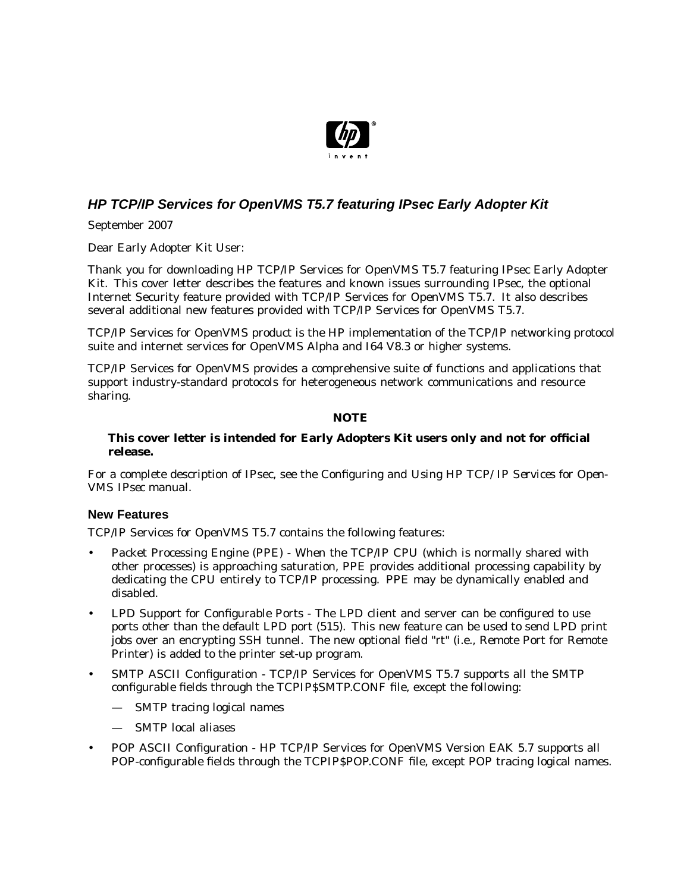## *HP TCP/IP Services for OpenVMS T5.7 featuring IPsec Early Adopter Kit*

September 2007

Dear Early Adopter Kit User:

Thank you for downloading HP TCP/IP Services for OpenVMS T5.7 featuring IPsec Early Adopter Kit. This cover letter describes the features and known issues surrounding IPsec, the optional Internet Security feature provided with TCP/IP Services for OpenVMS T5.7. It also describes several additional new features provided with TCP/IP Services for OpenVMS T5.7.

TCP/IP Services for OpenVMS product is the HP implementation of the TCP/IP networking protocol suite and internet services for OpenVMS Alpha and I64 V8.3 or higher systems.

TCP/IP Services for OpenVMS provides a comprehensive suite of functions and applications that support industry-standard protocols for heterogeneous network communications and resource sharing.

**NOTE**

> **This cover letter is intended for Early Adopters Kit users only and not for official release.**

For a complete description of IPsec, see the *Configuring and Using HP TCP/IP Services for OpenVMS IPsec* manual.

### New Features

TCP/IP Services for OpenVMS T5.7 contains the following features:

- Packet Processing Engine (PPE) - When the TCP/IP CPU (which is normally shared with other processes) is approaching saturation, PPE provides additional processing capability by dedicating the CPU entirely to TCP/IP processing. PPE may be dynamically enabled and disabled.
- LPD Support for Configurable Ports - The LPD client and server can be configured to use ports other than the default LPD port (515). This new feature can be used to send LPD print jobs over an encrypting SSH tunnel. The new optional field "rt" (i.e., Remote Port for Remote Printer) is added to the printer set-up program.
- SMTP ASCII Configuration - TCP/IP Services for OpenVMS T5.7 supports all the SMTP configurable fields through the TCPIP$SMTP.CONF file, except the following:
  - SMTP tracing logical names
  - SMTP local aliases
- POP ASCII Configuration - HP TCP/IP Services for OpenVMS Version EAK 5.7 supports all POP-configurable fields through the TCPIP$POP.CONF file, except POP tracing logical names.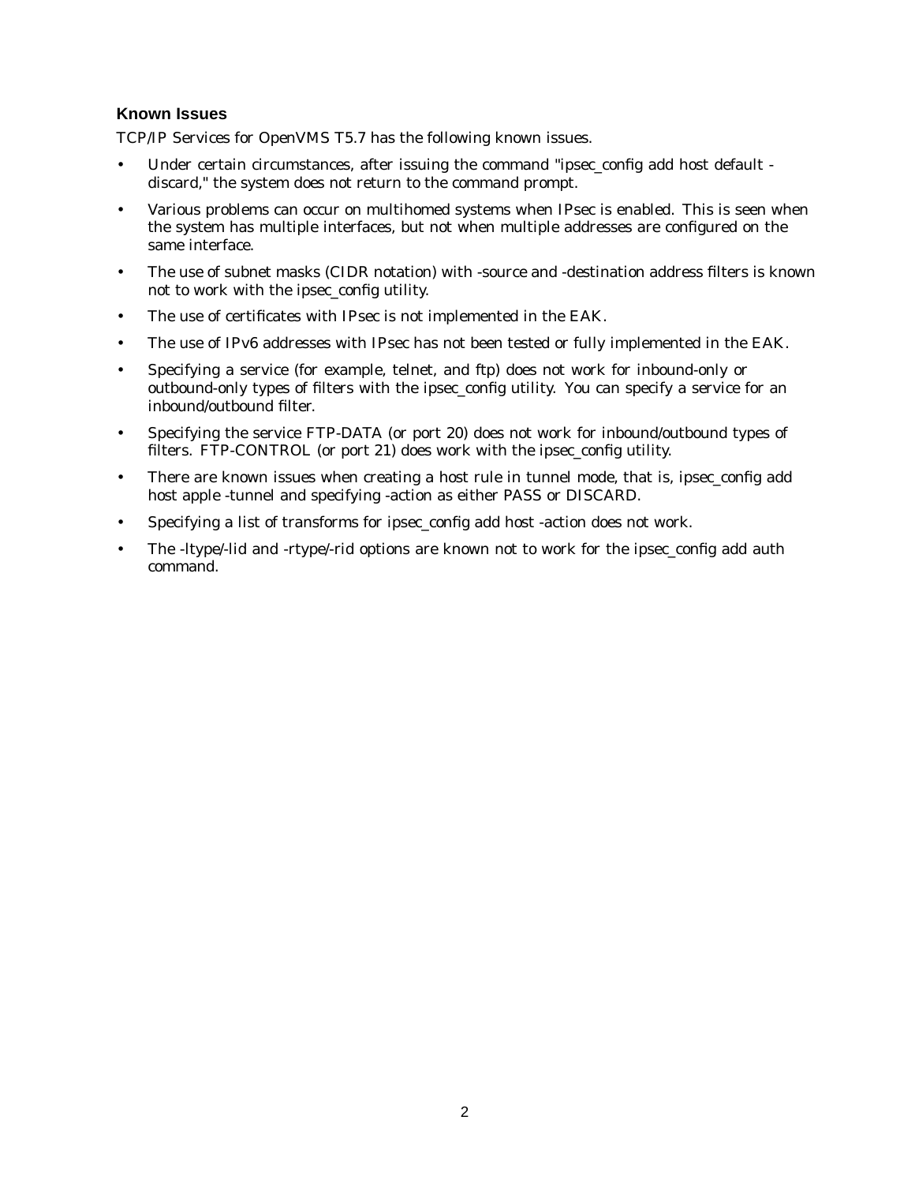### Known Issues

TCP/IP Services for OpenVMS T5.7 has the following known issues.

- Under certain circumstances, after issuing the command "ipsec_config add host default -discard," the system does not return to the command prompt.
- Various problems can occur on multihomed systems when IPsec is enabled. This is seen when the system has multiple interfaces, but not when multiple addresses are configured on the same interface.
- The use of subnet masks (CIDR notation) with -source and -destination address filters is known not to work with the ipsec_config utility.
- The use of certificates with IPsec is not implemented in the EAK.
- The use of IPv6 addresses with IPsec has not been tested or fully implemented in the EAK.
- Specifying a service (for example, telnet, and ftp) does not work for inbound-only or outbound-only types of filters with the ipsec_config utility. You can specify a service for an inbound/outbound filter.
- Specifying the service FTP-DATA (or port 20) does not work for inbound/outbound types of filters. FTP-CONTROL (or port 21) does work with the ipsec_config utility.
- There are known issues when creating a host rule in tunnel mode, that is, ipsec_config add host apple -tunnel and specifying -action as either PASS or DISCARD.
- Specifying a list of transforms for ipsec_config add host -action does not work.
- The -ltype/-lid and -rtype/-rid options are known not to work for the ipsec_config add auth command.